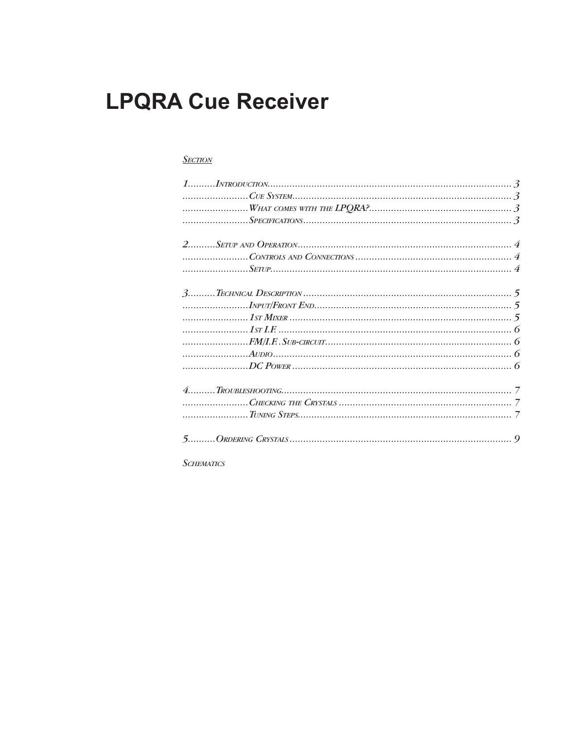# LPQRA Cue Receiver

*Section*

| | | |
|---|---|---|
| 1 | Introduction | 3 |
| | Cue System | 3 |
| | What comes with the LPQRA? | 3 |
| | Specifications | 3 |
| 2 | Setup and Operation | 4 |
| | Controls and Connections | 4 |
| | Setup | 4 |
| 3 | Technical Description | 5 |
| | Input/Front End | 5 |
| | 1st Mixer | 5 |
| | 1st I.F. | 6 |
| | FM/I.F. Sub-circuit | 6 |
| | Audio | 6 |
| | DC Power | 6 |
| 4 | Troubleshooting | 7 |
| | Checking the Crystals | 7 |
| | Tuning Steps | 7 |
| 5 | Ordering Crystals | 9 |

*Schematics*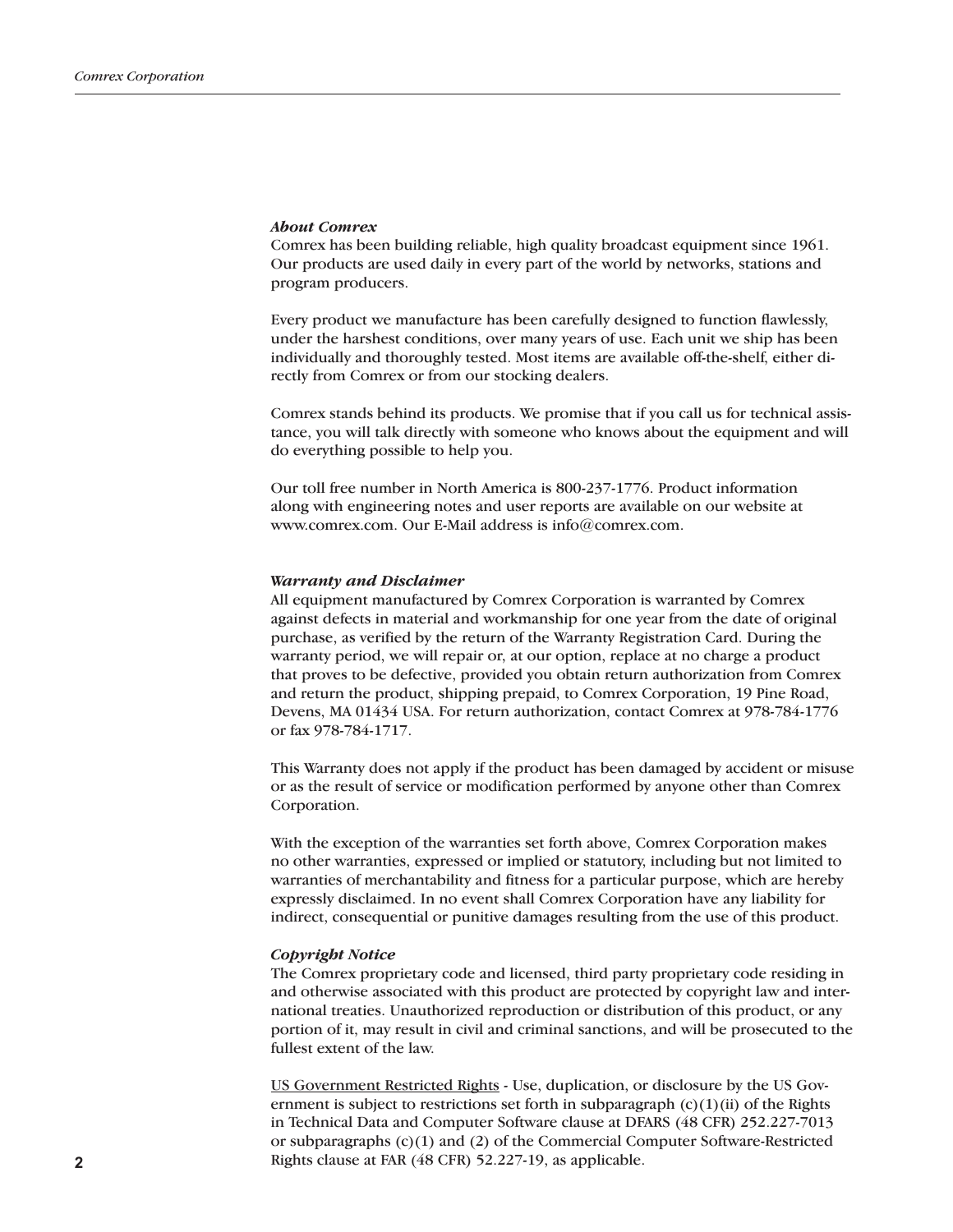### *About Comrex*

Comrex has been building reliable, high quality broadcast equipment since 1961. Our products are used daily in every part of the world by networks, stations and program producers.

Every product we manufacture has been carefully designed to function flawlessly, under the harshest conditions, over many years of use. Each unit we ship has been individually and thoroughly tested. Most items are available off-the-shelf, either directly from Comrex or from our stocking dealers.

Comrex stands behind its products. We promise that if you call us for technical assistance, you will talk directly with someone who knows about the equipment and will do everything possible to help you.

Our toll free number in North America is 800-237-1776. Product information along with engineering notes and user reports are available on our website at www.comrex.com. Our E-Mail address is info@comrex.com.

### *Warranty and Disclaimer*

All equipment manufactured by Comrex Corporation is warranted by Comrex against defects in material and workmanship for one year from the date of original purchase, as verified by the return of the Warranty Registration Card. During the warranty period, we will repair or, at our option, replace at no charge a product that proves to be defective, provided you obtain return authorization from Comrex and return the product, shipping prepaid, to Comrex Corporation, 19 Pine Road, Devens, MA 01434 USA. For return authorization, contact Comrex at 978-784-1776 or fax 978-784-1717.

This Warranty does not apply if the product has been damaged by accident or misuse or as the result of service or modification performed by anyone other than Comrex Corporation.

With the exception of the warranties set forth above, Comrex Corporation makes no other warranties, expressed or implied or statutory, including but not limited to warranties of merchantability and fitness for a particular purpose, which are hereby expressly disclaimed. In no event shall Comrex Corporation have any liability for indirect, consequential or punitive damages resulting from the use of this product.

### *Copyright Notice*

The Comrex proprietary code and licensed, third party proprietary code residing in and otherwise associated with this product are protected by copyright law and international treaties. Unauthorized reproduction or distribution of this product, or any portion of it, may result in civil and criminal sanctions, and will be prosecuted to the fullest extent of the law.

<u>US Government Restricted Rights</u> - Use, duplication, or disclosure by the US Government is subject to restrictions set forth in subparagraph (c)(1)(ii) of the Rights in Technical Data and Computer Software clause at DFARS (48 CFR) 252.227-7013 or subparagraphs (c)(1) and (2) of the Commercial Computer Software-Restricted Rights clause at FAR (48 CFR) 52.227-19, as applicable.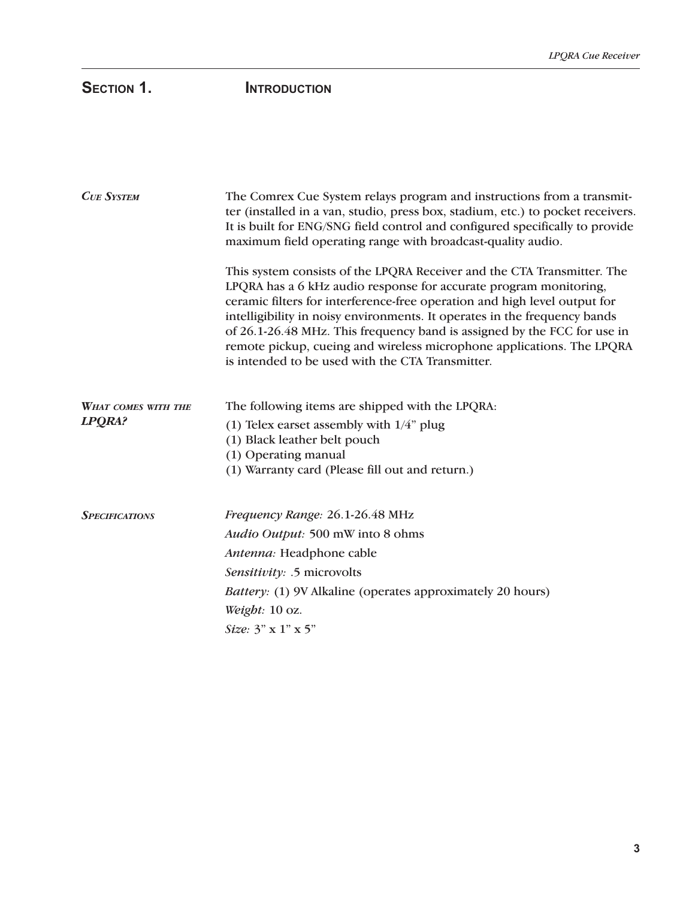# Section 1. Introduction

### *Cue System*

The Comrex Cue System relays program and instructions from a transmitter (installed in a van, studio, press box, stadium, etc.) to pocket receivers. It is built for ENG/SNG field control and configured specifically to provide maximum field operating range with broadcast-quality audio.

This system consists of the LPQRA Receiver and the CTA Transmitter. The LPQRA has a 6 kHz audio response for accurate program monitoring, ceramic filters for interference-free operation and high level output for intelligibility in noisy environments. It operates in the frequency bands of 26.1-26.48 MHz. This frequency band is assigned by the FCC for use in remote pickup, cueing and wireless microphone applications. The LPQRA is intended to be used with the CTA Transmitter.

### *What comes with the LPQRA?*

The following items are shipped with the LPQRA:

(1) Telex earset assembly with 1/4” plug
(1) Black leather belt pouch
(1) Operating manual
(1) Warranty card (Please fill out and return.)

### *Specifications*

*Frequency Range:* 26.1-26.48 MHz

*Audio Output:* 500 mW into 8 ohms

*Antenna:* Headphone cable

*Sensitivity:* .5 microvolts

*Battery:* (1) 9V Alkaline (operates approximately 20 hours)

*Weight:* 10 oz.

*Size:* 3” x 1” x 5”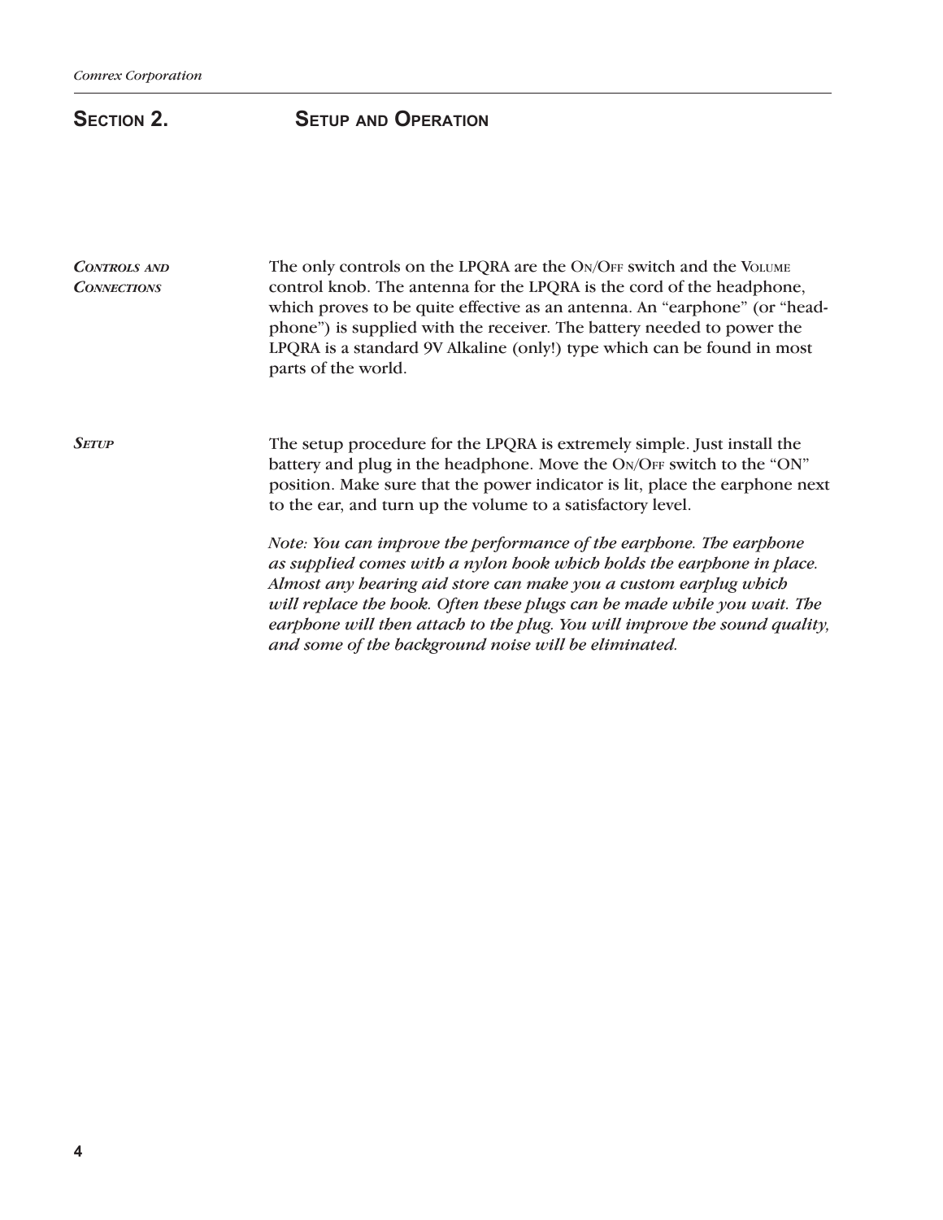## Section 2. Setup and Operation

### *Controls and Connections*

The only controls on the LPQRA are the On/Off switch and the Volume control knob. The antenna for the LPQRA is the cord of the headphone, which proves to be quite effective as an antenna. An "earphone" (or "headphone") is supplied with the receiver. The battery needed to power the LPQRA is a standard 9V Alkaline (only!) type which can be found in most parts of the world.

### *Setup*

The setup procedure for the LPQRA is extremely simple. Just install the battery and plug in the headphone. Move the On/Off switch to the "ON" position. Make sure that the power indicator is lit, place the earphone next to the ear, and turn up the volume to a satisfactory level.

*Note: You can improve the performance of the earphone. The earphone as supplied comes with a nylon hook which holds the earphone in place. Almost any hearing aid store can make you a custom earplug which will replace the hook. Often these plugs can be made while you wait. The earphone will then attach to the plug. You will improve the sound quality, and some of the background noise will be eliminated.*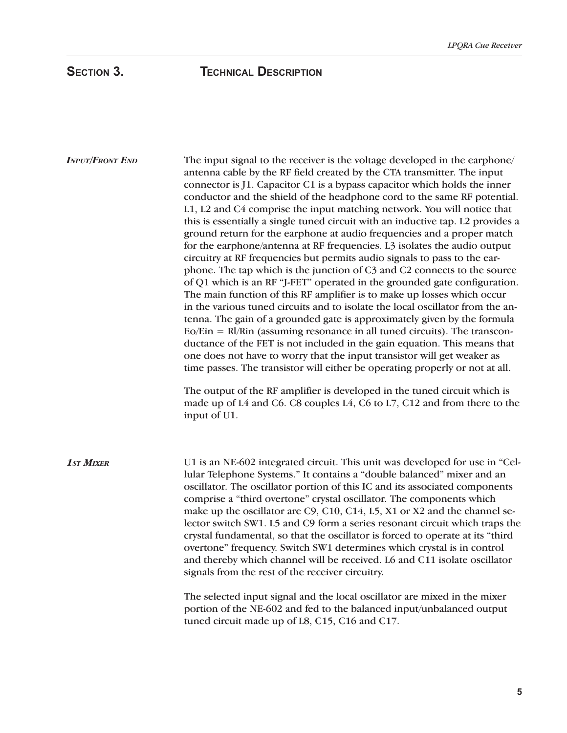## Section 3. Technical Description

### *Input/Front End*

The input signal to the receiver is the voltage developed in the earphone/antenna cable by the RF field created by the CTA transmitter. The input connector is J1. Capacitor C1 is a bypass capacitor which holds the inner conductor and the shield of the headphone cord to the same RF potential. L1, L2 and C4 comprise the input matching network. You will notice that this is essentially a single tuned circuit with an inductive tap. L2 provides a ground return for the earphone at audio frequencies and a proper match for the earphone/antenna at RF frequencies. L3 isolates the audio output circuitry at RF frequencies but permits audio signals to pass to the earphone. The tap which is the junction of C3 and C2 connects to the source of Q1 which is an RF "J-FET" operated in the grounded gate configuration. The main function of this RF amplifier is to make up losses which occur in the various tuned circuits and to isolate the local oscillator from the antenna. The gain of a grounded gate is approximately given by the formula $Eo/Ein = Rl/Rin$ (assuming resonance in all tuned circuits). The transconductance of the FET is not included in the gain equation. This means that one does not have to worry that the input transistor will get weaker as time passes. The transistor will either be operating properly or not at all.

The output of the RF amplifier is developed in the tuned circuit which is made up of L4 and C6. C8 couples L4, C6 to L7, C12 and from there to the input of U1.

### *1st Mixer*

U1 is an NE-602 integrated circuit. This unit was developed for use in "Cellular Telephone Systems." It contains a "double balanced" mixer and an oscillator. The oscillator portion of this IC and its associated components comprise a "third overtone" crystal oscillator. The components which make up the oscillator are C9, C10, C14, L5, X1 or X2 and the channel selector switch SW1. L5 and C9 form a series resonant circuit which traps the crystal fundamental, so that the oscillator is forced to operate at its "third overtone" frequency. Switch SW1 determines which crystal is in control and thereby which channel will be received. L6 and C11 isolate oscillator signals from the rest of the receiver circuitry.

The selected input signal and the local oscillator are mixed in the mixer portion of the NE-602 and fed to the balanced input/unbalanced output tuned circuit made up of L8, C15, C16 and C17.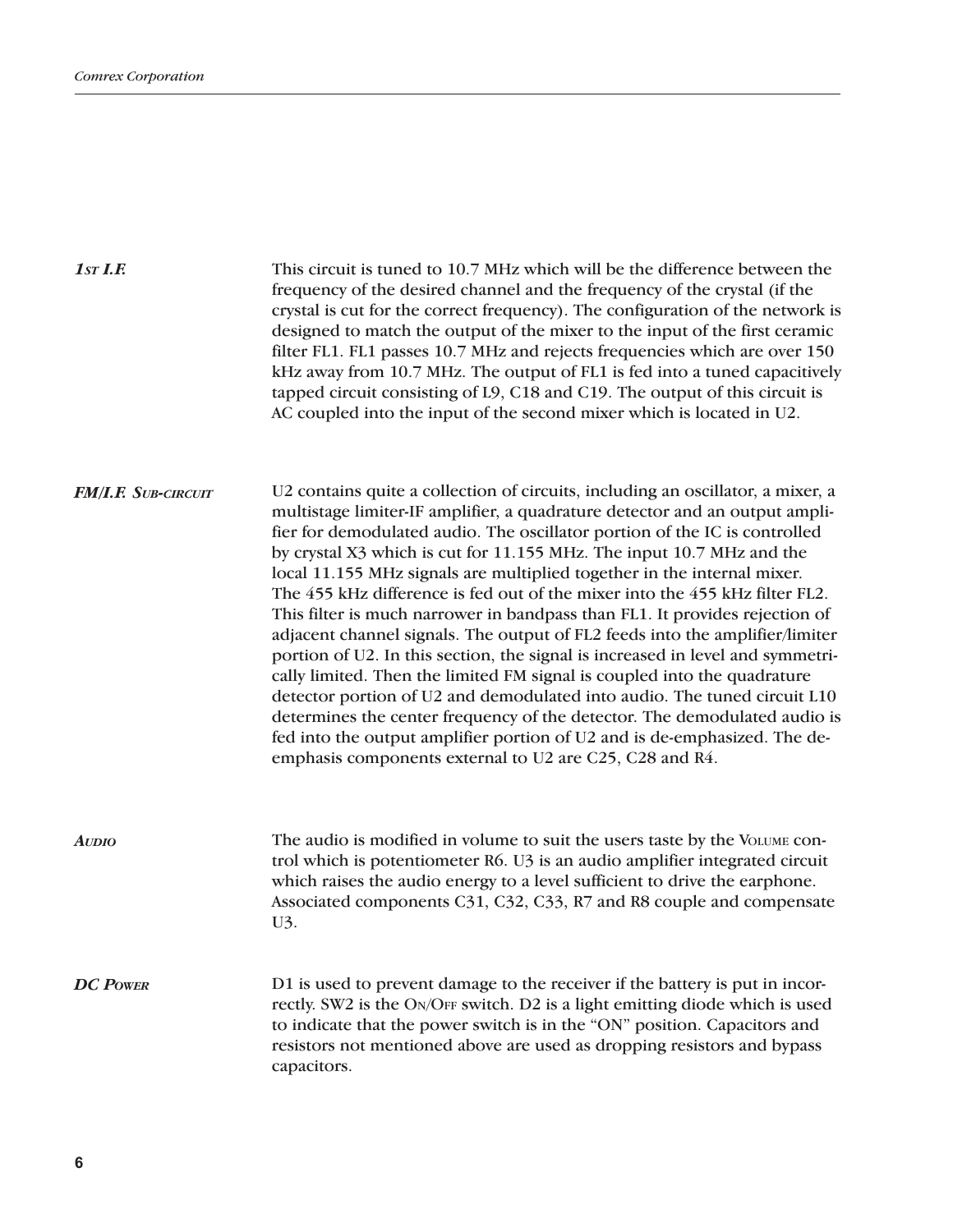### 1st I.F.

This circuit is tuned to 10.7 MHz which will be the difference between the frequency of the desired channel and the frequency of the crystal (if the crystal is cut for the correct frequency). The configuration of the network is designed to match the output of the mixer to the input of the first ceramic filter FL1. FL1 passes 10.7 MHz and rejects frequencies which are over 150 kHz away from 10.7 MHz. The output of FL1 is fed into a tuned capacitively tapped circuit consisting of L9, C18 and C19. The output of this circuit is AC coupled into the input of the second mixer which is located in U2.

### FM/I.F. Sub-circuit

U2 contains quite a collection of circuits, including an oscillator, a mixer, a multistage limiter-IF amplifier, a quadrature detector and an output amplifier for demodulated audio. The oscillator portion of the IC is controlled by crystal X3 which is cut for 11.155 MHz. The input 10.7 MHz and the local 11.155 MHz signals are multiplied together in the internal mixer. The 455 kHz difference is fed out of the mixer into the 455 kHz filter FL2. This filter is much narrower in bandpass than FL1. It provides rejection of adjacent channel signals. The output of FL2 feeds into the amplifier/limiter portion of U2. In this section, the signal is increased in level and symmetrically limited. Then the limited FM signal is coupled into the quadrature detector portion of U2 and demodulated into audio. The tuned circuit L10 determines the center frequency of the detector. The demodulated audio is fed into the output amplifier portion of U2 and is de-emphasized. The de-emphasis components external to U2 are C25, C28 and R4.

### Audio

The audio is modified in volume to suit the users taste by the Volume control which is potentiometer R6. U3 is an audio amplifier integrated circuit which raises the audio energy to a level sufficient to drive the earphone. Associated components C31, C32, C33, R7 and R8 couple and compensate U3.

### DC Power

D1 is used to prevent damage to the receiver if the battery is put in incorrectly. SW2 is the On/Off switch. D2 is a light emitting diode which is used to indicate that the power switch is in the “ON” position. Capacitors and resistors not mentioned above are used as dropping resistors and bypass capacitors.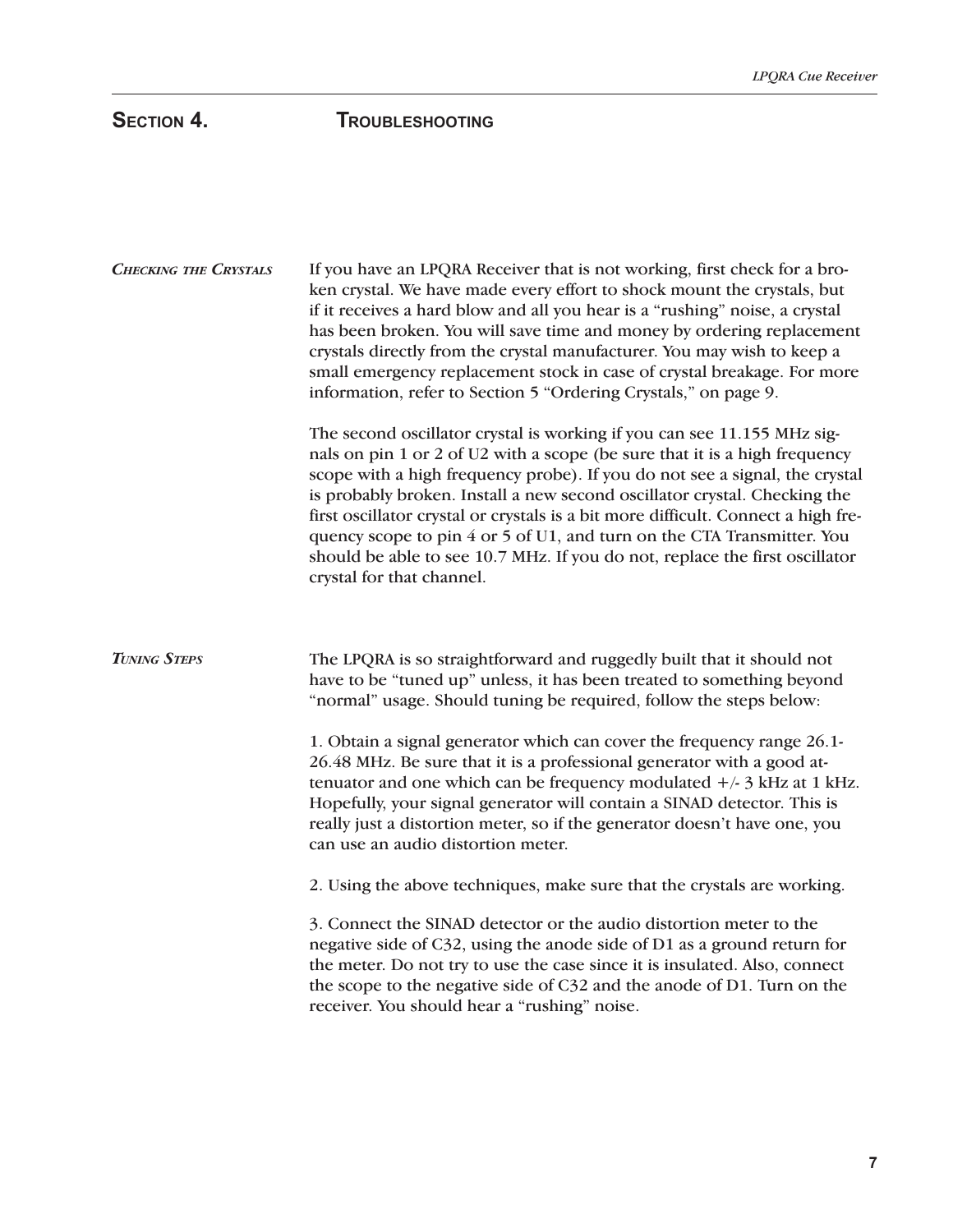## Section 4. Troubleshooting

### *Checking the Crystals*

If you have an LPQRA Receiver that is not working, first check for a broken crystal. We have made every effort to shock mount the crystals, but if it receives a hard blow and all you hear is a "rushing" noise, a crystal has been broken. You will save time and money by ordering replacement crystals directly from the crystal manufacturer. You may wish to keep a small emergency replacement stock in case of crystal breakage. For more information, refer to Section 5 "Ordering Crystals," on page 9.

The second oscillator crystal is working if you can see 11.155 MHz signals on pin 1 or 2 of U2 with a scope (be sure that it is a high frequency scope with a high frequency probe). If you do not see a signal, the crystal is probably broken. Install a new second oscillator crystal. Checking the first oscillator crystal or crystals is a bit more difficult. Connect a high frequency scope to pin 4 or 5 of U1, and turn on the CTA Transmitter. You should be able to see 10.7 MHz. If you do not, replace the first oscillator crystal for that channel.

### *Tuning Steps*

The LPQRA is so straightforward and ruggedly built that it should not have to be "tuned up" unless, it has been treated to something beyond "normal" usage. Should tuning be required, follow the steps below:

1. Obtain a signal generator which can cover the frequency range 26.1-26.48 MHz. Be sure that it is a professional generator with a good attenuator and one which can be frequency modulated +/- 3 kHz at 1 kHz. Hopefully, your signal generator will contain a SINAD detector. This is really just a distortion meter, so if the generator doesn't have one, you can use an audio distortion meter.

2. Using the above techniques, make sure that the crystals are working.

3. Connect the SINAD detector or the audio distortion meter to the negative side of C32, using the anode side of D1 as a ground return for the meter. Do not try to use the case since it is insulated. Also, connect the scope to the negative side of C32 and the anode of D1. Turn on the receiver. You should hear a "rushing" noise.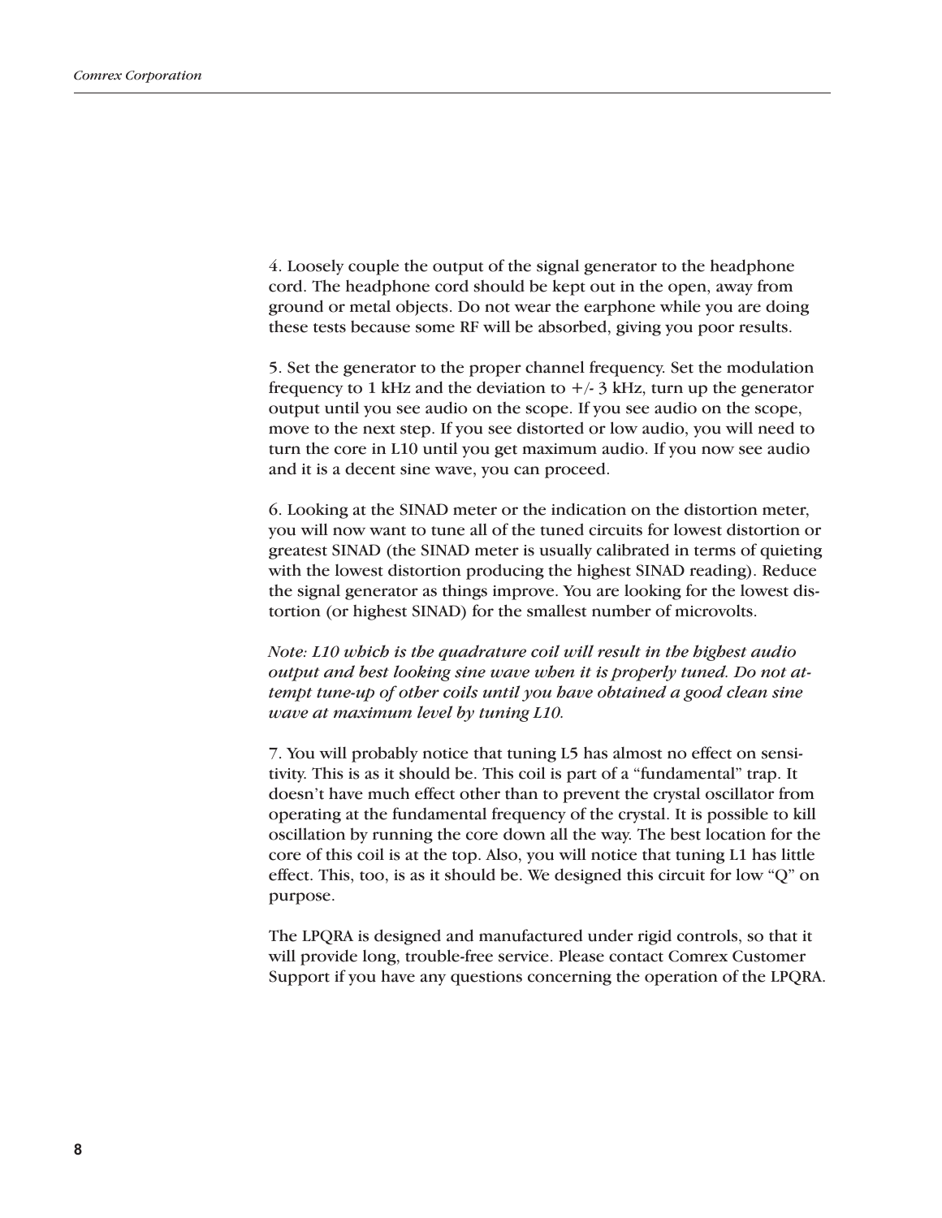4. Loosely couple the output of the signal generator to the headphone cord. The headphone cord should be kept out in the open, away from ground or metal objects. Do not wear the earphone while you are doing these tests because some RF will be absorbed, giving you poor results.

5. Set the generator to the proper channel frequency. Set the modulation frequency to 1 kHz and the deviation to +/- 3 kHz, turn up the generator output until you see audio on the scope. If you see audio on the scope, move to the next step. If you see distorted or low audio, you will need to turn the core in L10 until you get maximum audio. If you now see audio and it is a decent sine wave, you can proceed.

6. Looking at the SINAD meter or the indication on the distortion meter, you will now want to tune all of the tuned circuits for lowest distortion or greatest SINAD (the SINAD meter is usually calibrated in terms of quieting with the lowest distortion producing the highest SINAD reading). Reduce the signal generator as things improve. You are looking for the lowest distortion (or highest SINAD) for the smallest number of microvolts.

*Note: L10 which is the quadrature coil will result in the highest audio output and best looking sine wave when it is properly tuned. Do not attempt tune-up of other coils until you have obtained a good clean sine wave at maximum level by tuning L10.*

7. You will probably notice that tuning L5 has almost no effect on sensitivity. This is as it should be. This coil is part of a “fundamental” trap. It doesn’t have much effect other than to prevent the crystal oscillator from operating at the fundamental frequency of the crystal. It is possible to kill oscillation by running the core down all the way. The best location for the core of this coil is at the top. Also, you will notice that tuning L1 has little effect. This, too, is as it should be. We designed this circuit for low “Q” on purpose.

The LPQRA is designed and manufactured under rigid controls, so that it will provide long, trouble-free service. Please contact Comrex Customer Support if you have any questions concerning the operation of the LPQRA.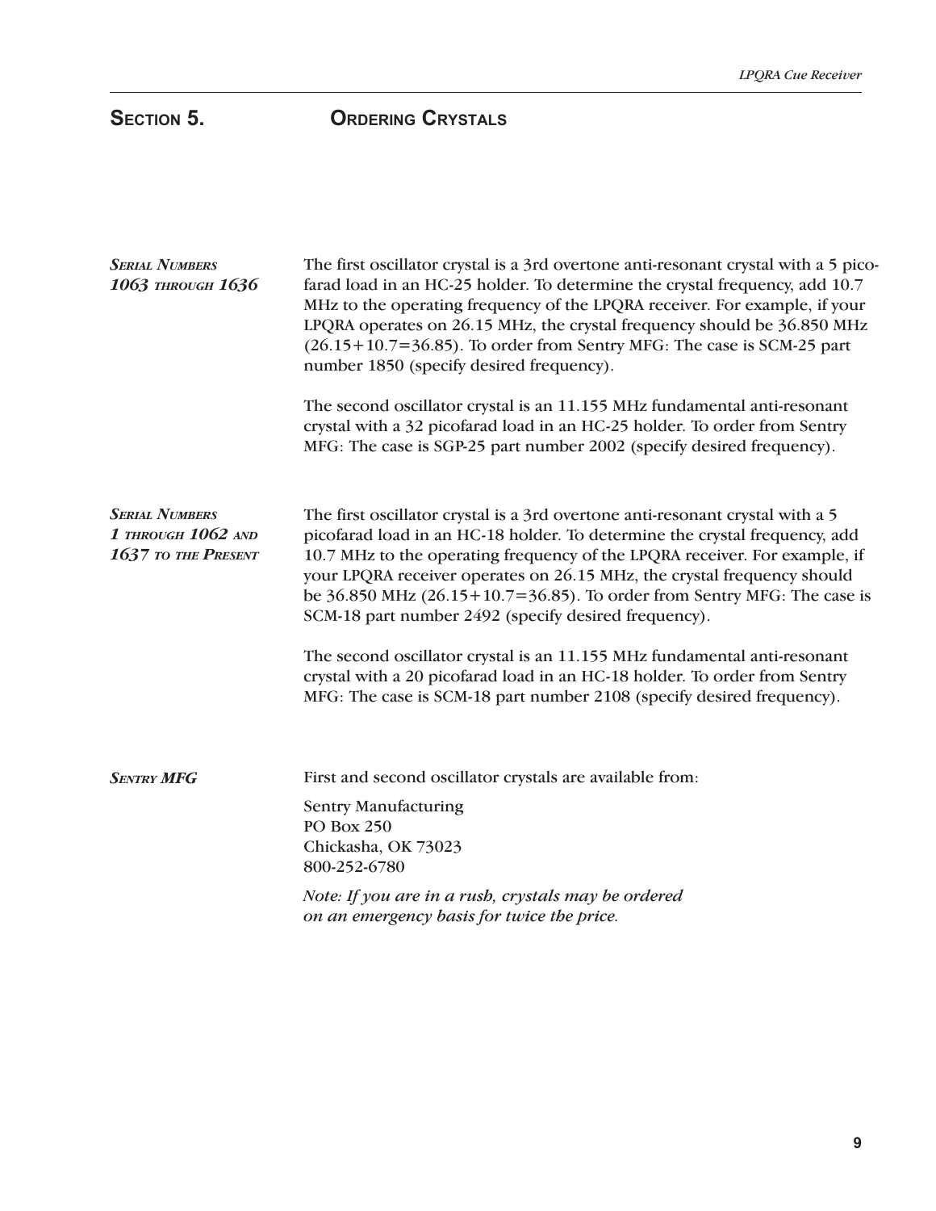## SECTION 5. ORDERING CRYSTALS

***SERIAL NUMBERS 1063 THROUGH 1636***

The first oscillator crystal is a 3rd overtone anti-resonant crystal with a 5 picofarad load in an HC-25 holder. To determine the crystal frequency, add 10.7 MHz to the operating frequency of the LPQRA receiver. For example, if your LPQRA operates on 26.15 MHz, the crystal frequency should be 36.850 MHz (26.15+10.7=36.85). To order from Sentry MFG: The case is SCM-25 part number 1850 (specify desired frequency).

The second oscillator crystal is an 11.155 MHz fundamental anti-resonant crystal with a 32 picofarad load in an HC-25 holder. To order from Sentry MFG: The case is SGP-25 part number 2002 (specify desired frequency).

***SERIAL NUMBERS 1 THROUGH 1062 AND 1637 TO THE PRESENT***

The first oscillator crystal is a 3rd overtone anti-resonant crystal with a 5 picofarad load in an HC-18 holder. To determine the crystal frequency, add 10.7 MHz to the operating frequency of the LPQRA receiver. For example, if your LPQRA receiver operates on 26.15 MHz, the crystal frequency should be 36.850 MHz (26.15+10.7=36.85). To order from Sentry MFG: The case is SCM-18 part number 2492 (specify desired frequency).

The second oscillator crystal is an 11.155 MHz fundamental anti-resonant crystal with a 20 picofarad load in an HC-18 holder. To order from Sentry MFG: The case is SCM-18 part number 2108 (specify desired frequency).

***SENTRY MFG***

First and second oscillator crystals are available from:

Sentry Manufacturing
PO Box 250
Chickasha, OK 73023
800-252-6780

*Note: If you are in a rush, crystals may be ordered on an emergency basis for twice the price.*